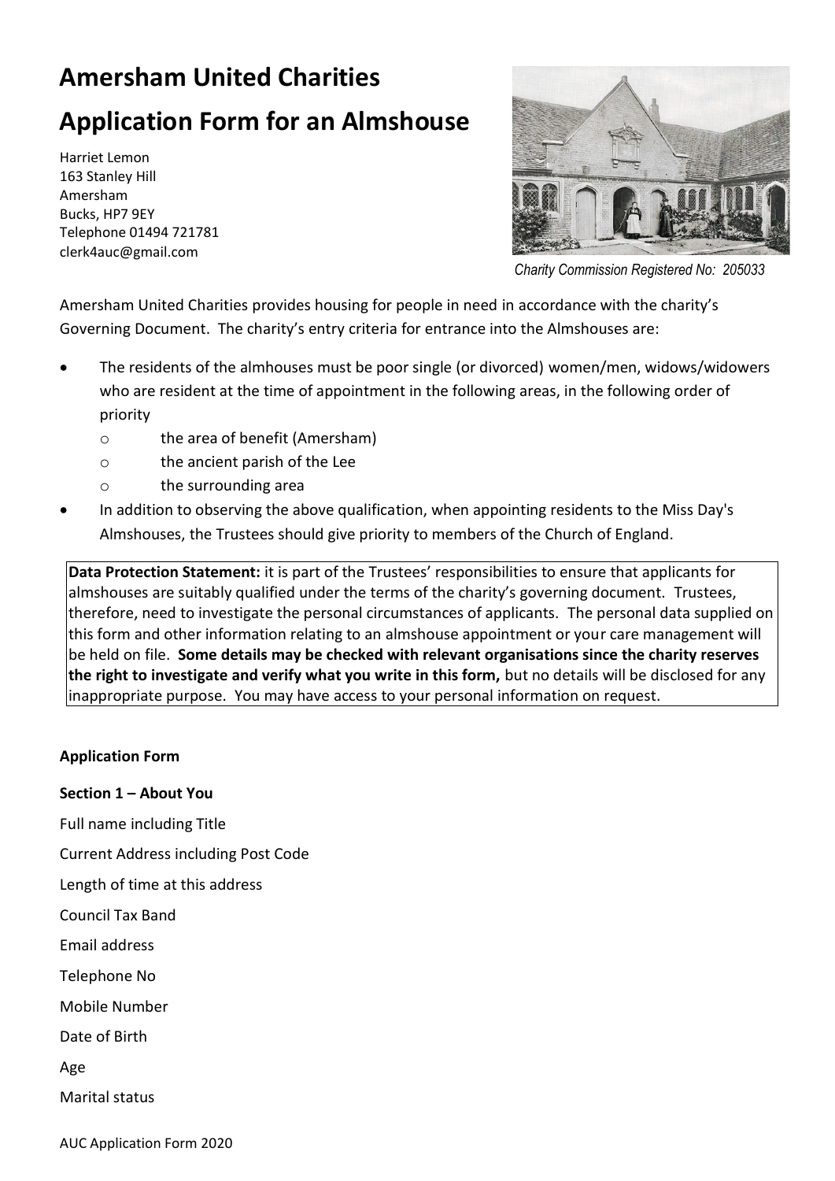# Amersham United Charities

# Application Form for an Almshouse

Harriet Lemon
163 Stanley Hill
Amersham
Bucks, HP7 9EY
Telephone 01494 721781
clerk4auc@gmail.com

*Charity Commission Registered No: 205033*

Amersham United Charities provides housing for people in need in accordance with the charity's Governing Document. The charity's entry criteria for entrance into the Almshouses are:

- The residents of the almhouses must be poor single (or divorced) women/men, widows/widowers who are resident at the time of appointment in the following areas, in the following order of priority
  - the area of benefit (Amersham)
  - the ancient parish of the Lee
  - the surrounding area
- In addition to observing the above qualification, when appointing residents to the Miss Day's Almshouses, the Trustees should give priority to members of the Church of England.

**Data Protection Statement:** it is part of the Trustees' responsibilities to ensure that applicants for almshouses are suitably qualified under the terms of the charity's governing document. Trustees, therefore, need to investigate the personal circumstances of applicants. The personal data supplied on this form and other information relating to an almshouse appointment or your care management will be held on file. **Some details may be checked with relevant organisations since the charity reserves the right to investigate and verify what you write in this form,** but no details will be disclosed for any inappropriate purpose. You may have access to your personal information on request.

**Application Form**

**Section 1 – About You**

Full name including Title

Current Address including Post Code

Length of time at this address

Council Tax Band

Email address

Telephone No

Mobile Number

Date of Birth

Age

Marital status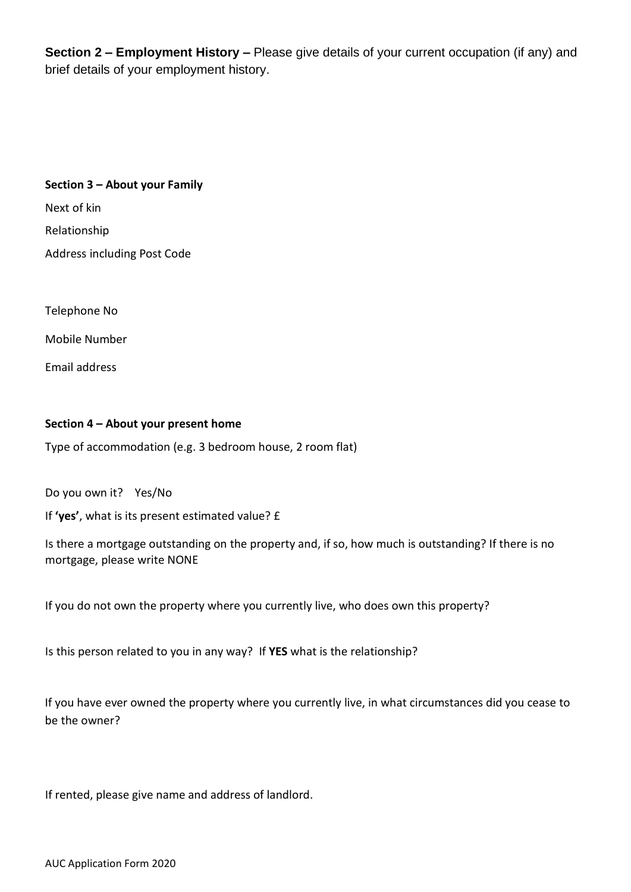**Section 2 – Employment History –** Please give details of your current occupation (if any) and brief details of your employment history.

**Section 3 – About your Family**

Next of kin

Relationship

Address including Post Code

Telephone No

Mobile Number

Email address

**Section 4 – About your present home**

Type of accommodation (e.g. 3 bedroom house, 2 room flat)

Do you own it? Yes/No

If **'yes'**, what is its present estimated value? £

Is there a mortgage outstanding on the property and, if so, how much is outstanding? If there is no mortgage, please write NONE

If you do not own the property where you currently live, who does own this property?

Is this person related to you in any way? If **YES** what is the relationship?

If you have ever owned the property where you currently live, in what circumstances did you cease to be the owner?

If rented, please give name and address of landlord.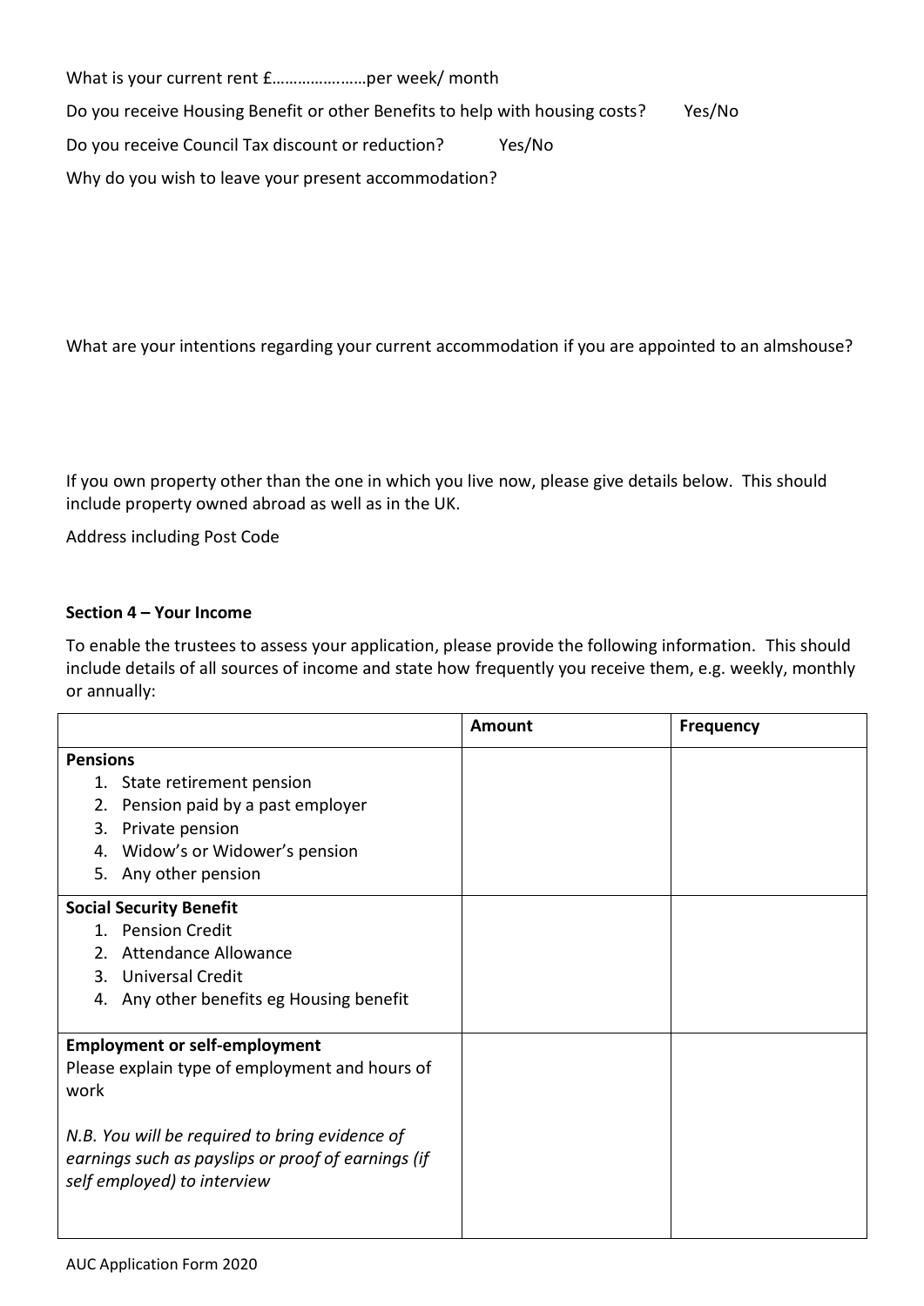What is your current rent £………………….per week/ month

Do you receive Housing Benefit or other Benefits to help with housing costs? Yes/No

Do you receive Council Tax discount or reduction? Yes/No

Why do you wish to leave your present accommodation?

What are your intentions regarding your current accommodation if you are appointed to an almshouse?

If you own property other than the one in which you live now, please give details below. This should include property owned abroad as well as in the UK.

Address including Post Code

**Section 4 – Your Income**

To enable the trustees to assess your application, please provide the following information. This should include details of all sources of income and state how frequently you receive them, e.g. weekly, monthly or annually:

| | **Amount** | **Frequency** |
|---|---|---|
| **Pensions**<br>1. State retirement pension<br>2. Pension paid by a past employer<br>3. Private pension<br>4. Widow's or Widower's pension<br>5. Any other pension | | |
| **Social Security Benefit**<br>1. Pension Credit<br>2. Attendance Allowance<br>3. Universal Credit<br>4. Any other benefits eg Housing benefit | | |
| **Employment or self-employment**<br>Please explain type of employment and hours of work<br><br>*N.B. You will be required to bring evidence of earnings such as payslips or proof of earnings (if self employed) to interview* | | |

AUC Application Form 2020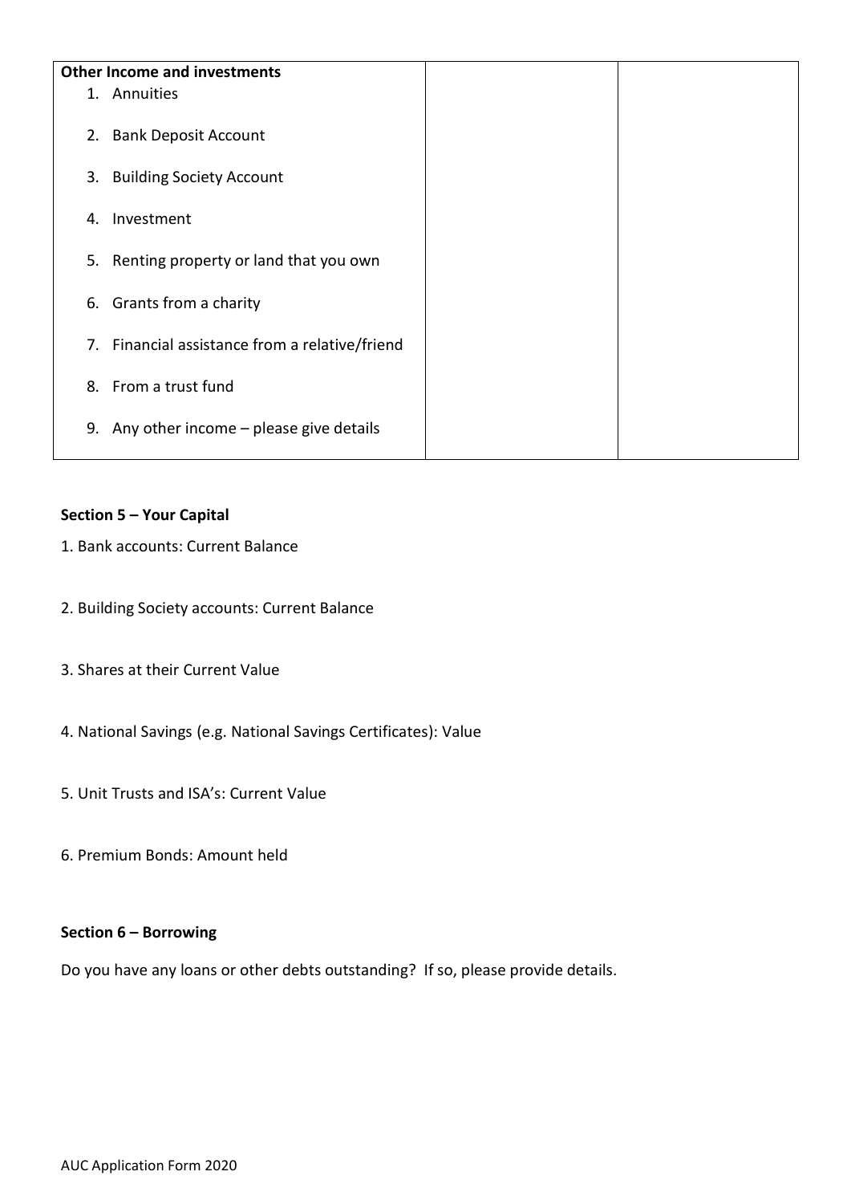| **Other Income and investments** | | |
| --- | --- | --- |
| 1. Annuities | | |
| 2. Bank Deposit Account | | |
| 3. Building Society Account | | |
| 4. Investment | | |
| 5. Renting property or land that you own | | |
| 6. Grants from a charity | | |
| 7. Financial assistance from a relative/friend | | |
| 8. From a trust fund | | |
| 9. Any other income – please give details | | |

**Section 5 – Your Capital**

1. Bank accounts: Current Balance

2. Building Society accounts: Current Balance

3. Shares at their Current Value

4. National Savings (e.g. National Savings Certificates): Value

5. Unit Trusts and ISA's: Current Value

6. Premium Bonds: Amount held

**Section 6 – Borrowing**

Do you have any loans or other debts outstanding? If so, please provide details.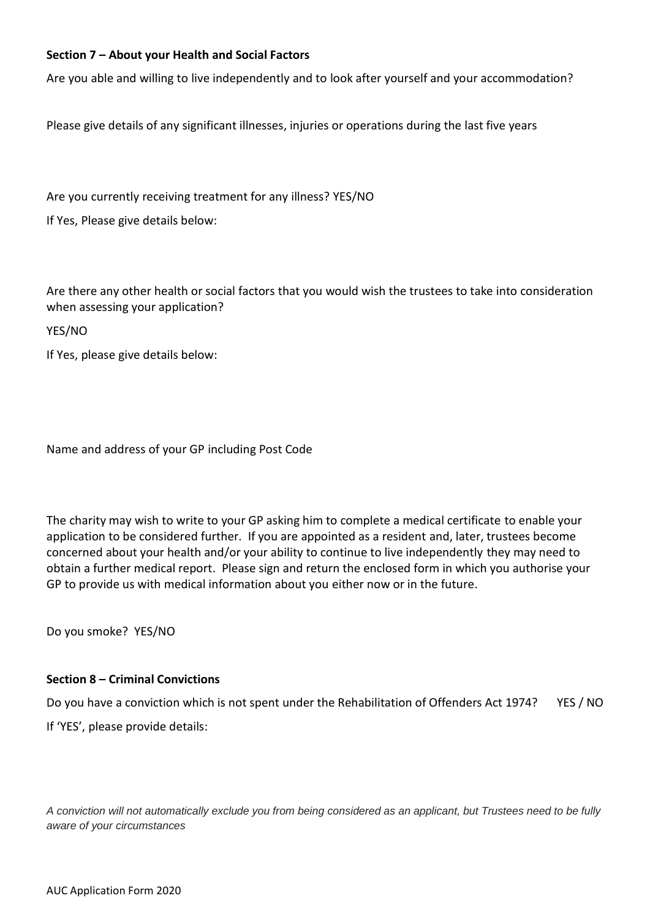**Section 7 – About your Health and Social Factors**

Are you able and willing to live independently and to look after yourself and your accommodation?

Please give details of any significant illnesses, injuries or operations during the last five years

Are you currently receiving treatment for any illness? YES/NO

If Yes, Please give details below:

Are there any other health or social factors that you would wish the trustees to take into consideration when assessing your application?

YES/NO

If Yes, please give details below:

Name and address of your GP including Post Code

The charity may wish to write to your GP asking him to complete a medical certificate to enable your application to be considered further. If you are appointed as a resident and, later, trustees become concerned about your health and/or your ability to continue to live independently they may need to obtain a further medical report. Please sign and return the enclosed form in which you authorise your GP to provide us with medical information about you either now or in the future.

Do you smoke? YES/NO

**Section 8 – Criminal Convictions**

Do you have a conviction which is not spent under the Rehabilitation of Offenders Act 1974? YES / NO

If 'YES', please provide details:

*A conviction will not automatically exclude you from being considered as an applicant, but Trustees need to be fully aware of your circumstances*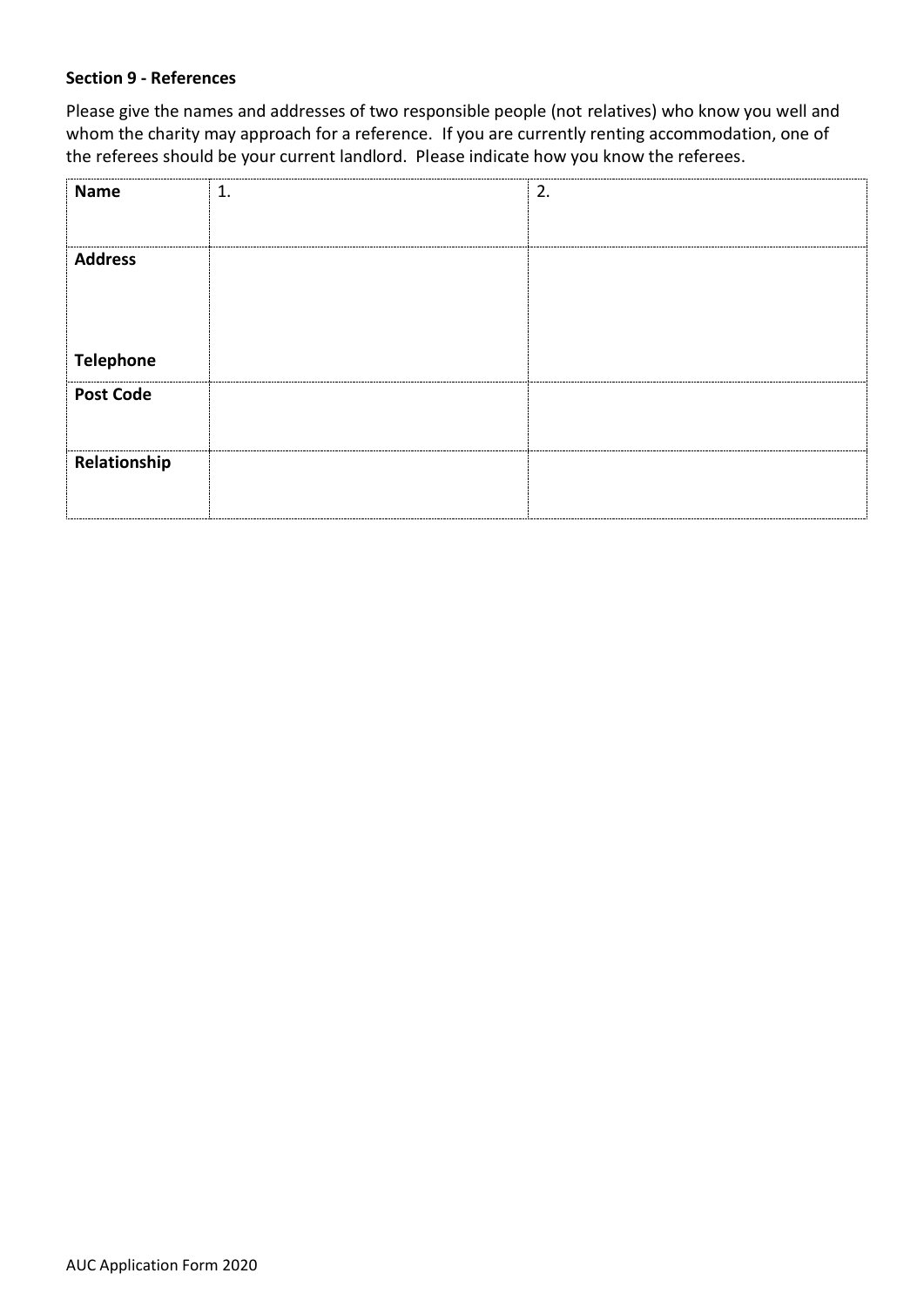**Section 9 - References**

Please give the names and addresses of two responsible people (not relatives) who know you well and whom the charity may approach for a reference. If you are currently renting accommodation, one of the referees should be your current landlord. Please indicate how you know the referees.

| **Name** | 1. | 2. |
|---|---|---|
| **Address**<br><br>**Telephone** | | |
| **Post Code** | | |
| **Relationship** | | |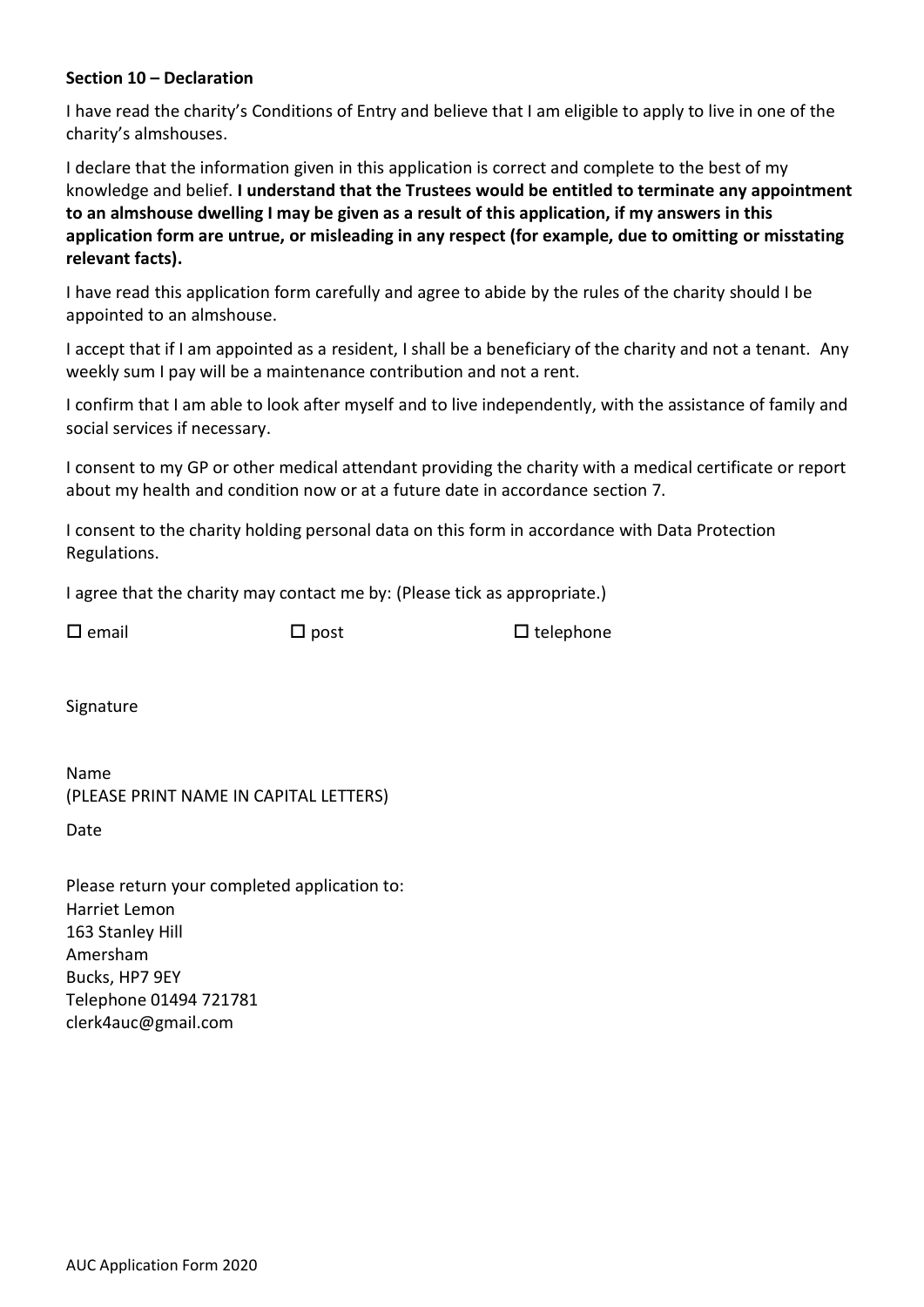**Section 10 – Declaration**

I have read the charity's Conditions of Entry and believe that I am eligible to apply to live in one of the charity's almshouses.

I declare that the information given in this application is correct and complete to the best of my knowledge and belief. **I understand that the Trustees would be entitled to terminate any appointment to an almshouse dwelling I may be given as a result of this application, if my answers in this application form are untrue, or misleading in any respect (for example, due to omitting or misstating relevant facts).**

I have read this application form carefully and agree to abide by the rules of the charity should I be appointed to an almshouse.

I accept that if I am appointed as a resident, I shall be a beneficiary of the charity and not a tenant. Any weekly sum I pay will be a maintenance contribution and not a rent.

I confirm that I am able to look after myself and to live independently, with the assistance of family and social services if necessary.

I consent to my GP or other medical attendant providing the charity with a medical certificate or report about my health and condition now or at a future date in accordance section 7.

I consent to the charity holding personal data on this form in accordance with Data Protection Regulations.

I agree that the charity may contact me by: (Please tick as appropriate.)

☐ email ☐ post ☐ telephone

Signature

Name
(PLEASE PRINT NAME IN CAPITAL LETTERS)

Date

Please return your completed application to:
Harriet Lemon
163 Stanley Hill
Amersham
Bucks, HP7 9EY
Telephone 01494 721781
clerk4auc@gmail.com

AUC Application Form 2020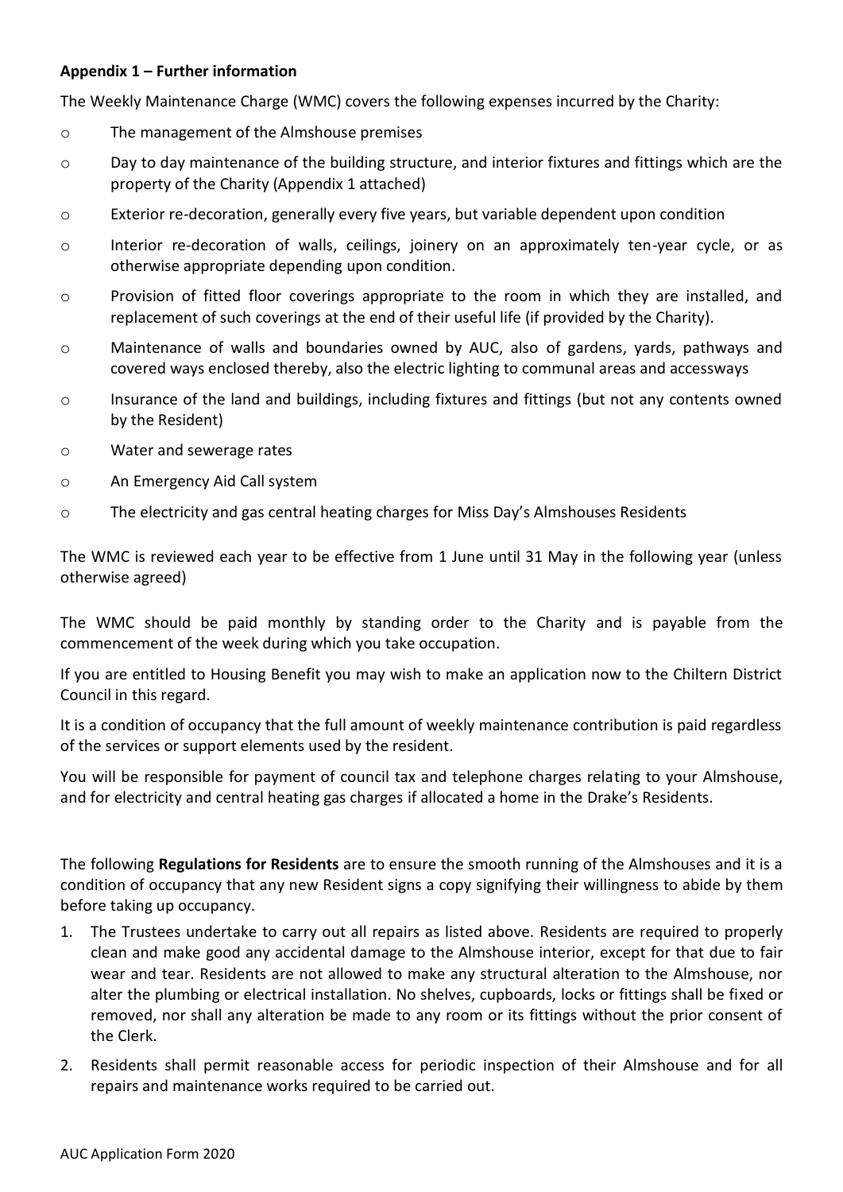**Appendix 1 – Further information**

The Weekly Maintenance Charge (WMC) covers the following expenses incurred by the Charity:

- The management of the Almshouse premises
- Day to day maintenance of the building structure, and interior fixtures and fittings which are the property of the Charity (Appendix 1 attached)
- Exterior re-decoration, generally every five years, but variable dependent upon condition
- Interior re-decoration of walls, ceilings, joinery on an approximately ten-year cycle, or as otherwise appropriate depending upon condition.
- Provision of fitted floor coverings appropriate to the room in which they are installed, and replacement of such coverings at the end of their useful life (if provided by the Charity).
- Maintenance of walls and boundaries owned by AUC, also of gardens, yards, pathways and covered ways enclosed thereby, also the electric lighting to communal areas and accessways
- Insurance of the land and buildings, including fixtures and fittings (but not any contents owned by the Resident)
- Water and sewerage rates
- An Emergency Aid Call system
- The electricity and gas central heating charges for Miss Day's Almshouses Residents

The WMC is reviewed each year to be effective from 1 June until 31 May in the following year (unless otherwise agreed)

The WMC should be paid monthly by standing order to the Charity and is payable from the commencement of the week during which you take occupation.

If you are entitled to Housing Benefit you may wish to make an application now to the Chiltern District Council in this regard.

It is a condition of occupancy that the full amount of weekly maintenance contribution is paid regardless of the services or support elements used by the resident.

You will be responsible for payment of council tax and telephone charges relating to your Almshouse, and for electricity and central heating gas charges if allocated a home in the Drake's Residents.

The following **Regulations for Residents** are to ensure the smooth running of the Almshouses and it is a condition of occupancy that any new Resident signs a copy signifying their willingness to abide by them before taking up occupancy.

1. The Trustees undertake to carry out all repairs as listed above. Residents are required to properly clean and make good any accidental damage to the Almshouse interior, except for that due to fair wear and tear. Residents are not allowed to make any structural alteration to the Almshouse, nor alter the plumbing or electrical installation. No shelves, cupboards, locks or fittings shall be fixed or removed, nor shall any alteration be made to any room or its fittings without the prior consent of the Clerk.
2. Residents shall permit reasonable access for periodic inspection of their Almshouse and for all repairs and maintenance works required to be carried out.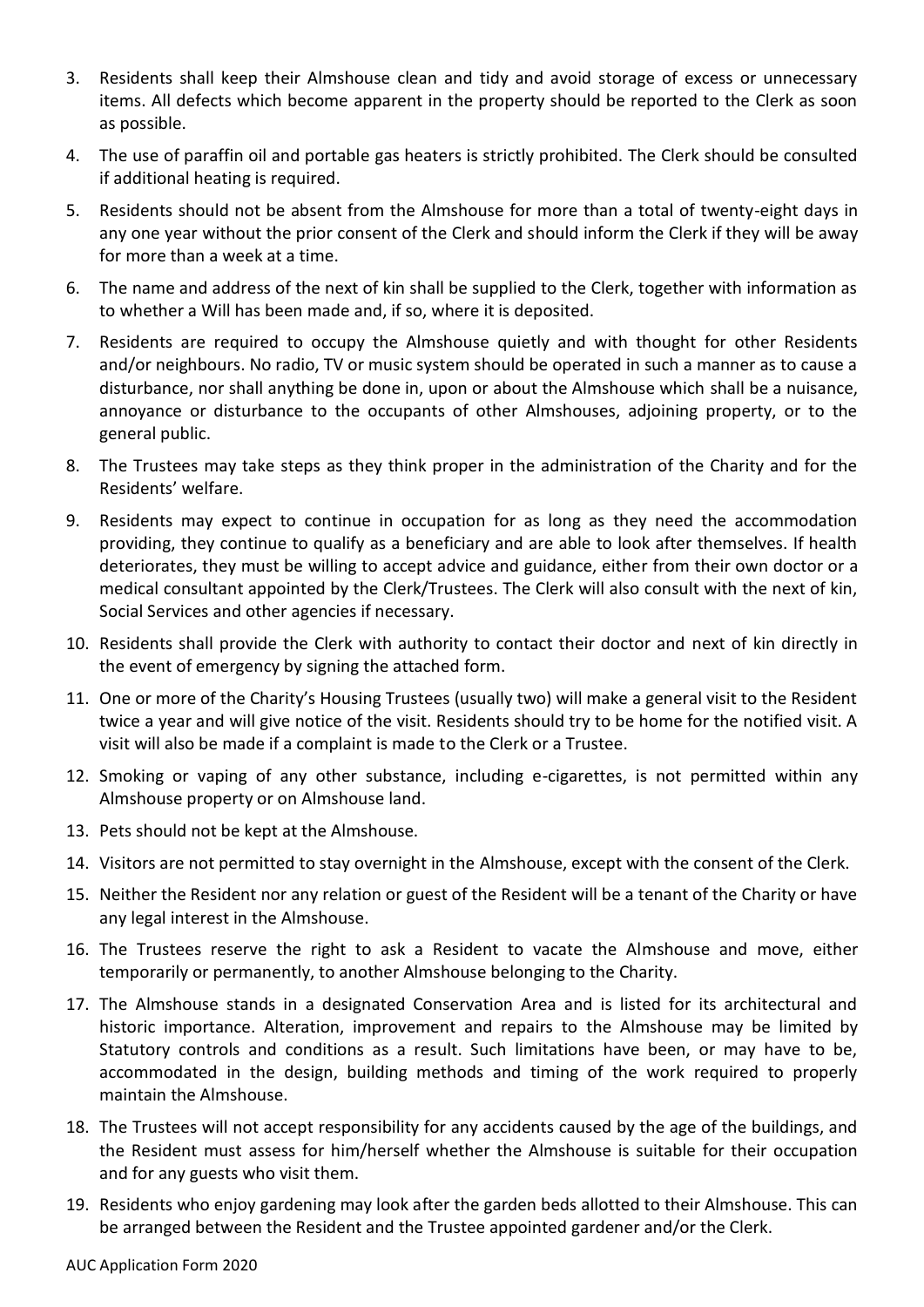3. Residents shall keep their Almshouse clean and tidy and avoid storage of excess or unnecessary items. All defects which become apparent in the property should be reported to the Clerk as soon as possible.
4. The use of paraffin oil and portable gas heaters is strictly prohibited. The Clerk should be consulted if additional heating is required.
5. Residents should not be absent from the Almshouse for more than a total of twenty-eight days in any one year without the prior consent of the Clerk and should inform the Clerk if they will be away for more than a week at a time.
6. The name and address of the next of kin shall be supplied to the Clerk, together with information as to whether a Will has been made and, if so, where it is deposited.
7. Residents are required to occupy the Almshouse quietly and with thought for other Residents and/or neighbours. No radio, TV or music system should be operated in such a manner as to cause a disturbance, nor shall anything be done in, upon or about the Almshouse which shall be a nuisance, annoyance or disturbance to the occupants of other Almshouses, adjoining property, or to the general public.
8. The Trustees may take steps as they think proper in the administration of the Charity and for the Residents' welfare.
9. Residents may expect to continue in occupation for as long as they need the accommodation providing, they continue to qualify as a beneficiary and are able to look after themselves. If health deteriorates, they must be willing to accept advice and guidance, either from their own doctor or a medical consultant appointed by the Clerk/Trustees. The Clerk will also consult with the next of kin, Social Services and other agencies if necessary.
10. Residents shall provide the Clerk with authority to contact their doctor and next of kin directly in the event of emergency by signing the attached form.
11. One or more of the Charity's Housing Trustees (usually two) will make a general visit to the Resident twice a year and will give notice of the visit. Residents should try to be home for the notified visit. A visit will also be made if a complaint is made to the Clerk or a Trustee.
12. Smoking or vaping of any other substance, including e-cigarettes, is not permitted within any Almshouse property or on Almshouse land.
13. Pets should not be kept at the Almshouse.
14. Visitors are not permitted to stay overnight in the Almshouse, except with the consent of the Clerk.
15. Neither the Resident nor any relation or guest of the Resident will be a tenant of the Charity or have any legal interest in the Almshouse.
16. The Trustees reserve the right to ask a Resident to vacate the Almshouse and move, either temporarily or permanently, to another Almshouse belonging to the Charity.
17. The Almshouse stands in a designated Conservation Area and is listed for its architectural and historic importance. Alteration, improvement and repairs to the Almshouse may be limited by Statutory controls and conditions as a result. Such limitations have been, or may have to be, accommodated in the design, building methods and timing of the work required to properly maintain the Almshouse.
18. The Trustees will not accept responsibility for any accidents caused by the age of the buildings, and the Resident must assess for him/herself whether the Almshouse is suitable for their occupation and for any guests who visit them.
19. Residents who enjoy gardening may look after the garden beds allotted to their Almshouse. This can be arranged between the Resident and the Trustee appointed gardener and/or the Clerk.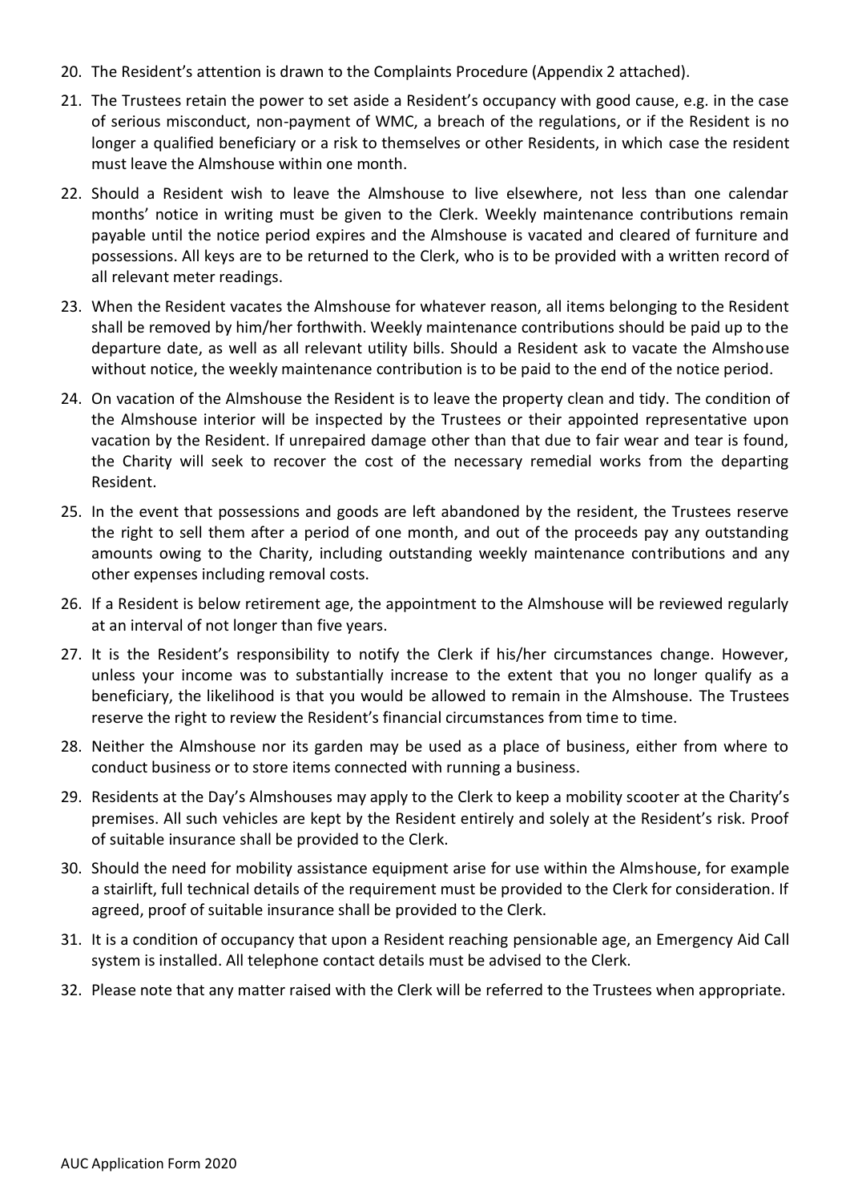20. The Resident's attention is drawn to the Complaints Procedure (Appendix 2 attached).
21. The Trustees retain the power to set aside a Resident's occupancy with good cause, e.g. in the case of serious misconduct, non-payment of WMC, a breach of the regulations, or if the Resident is no longer a qualified beneficiary or a risk to themselves or other Residents, in which case the resident must leave the Almshouse within one month.
22. Should a Resident wish to leave the Almshouse to live elsewhere, not less than one calendar months' notice in writing must be given to the Clerk. Weekly maintenance contributions remain payable until the notice period expires and the Almshouse is vacated and cleared of furniture and possessions. All keys are to be returned to the Clerk, who is to be provided with a written record of all relevant meter readings.
23. When the Resident vacates the Almshouse for whatever reason, all items belonging to the Resident shall be removed by him/her forthwith. Weekly maintenance contributions should be paid up to the departure date, as well as all relevant utility bills. Should a Resident ask to vacate the Almshouse without notice, the weekly maintenance contribution is to be paid to the end of the notice period.
24. On vacation of the Almshouse the Resident is to leave the property clean and tidy. The condition of the Almshouse interior will be inspected by the Trustees or their appointed representative upon vacation by the Resident. If unrepaired damage other than that due to fair wear and tear is found, the Charity will seek to recover the cost of the necessary remedial works from the departing Resident.
25. In the event that possessions and goods are left abandoned by the resident, the Trustees reserve the right to sell them after a period of one month, and out of the proceeds pay any outstanding amounts owing to the Charity, including outstanding weekly maintenance contributions and any other expenses including removal costs.
26. If a Resident is below retirement age, the appointment to the Almshouse will be reviewed regularly at an interval of not longer than five years.
27. It is the Resident's responsibility to notify the Clerk if his/her circumstances change. However, unless your income was to substantially increase to the extent that you no longer qualify as a beneficiary, the likelihood is that you would be allowed to remain in the Almshouse. The Trustees reserve the right to review the Resident's financial circumstances from time to time.
28. Neither the Almshouse nor its garden may be used as a place of business, either from where to conduct business or to store items connected with running a business.
29. Residents at the Day's Almshouses may apply to the Clerk to keep a mobility scooter at the Charity's premises. All such vehicles are kept by the Resident entirely and solely at the Resident's risk. Proof of suitable insurance shall be provided to the Clerk.
30. Should the need for mobility assistance equipment arise for use within the Almshouse, for example a stairlift, full technical details of the requirement must be provided to the Clerk for consideration. If agreed, proof of suitable insurance shall be provided to the Clerk.
31. It is a condition of occupancy that upon a Resident reaching pensionable age, an Emergency Aid Call system is installed. All telephone contact details must be advised to the Clerk.
32. Please note that any matter raised with the Clerk will be referred to the Trustees when appropriate.